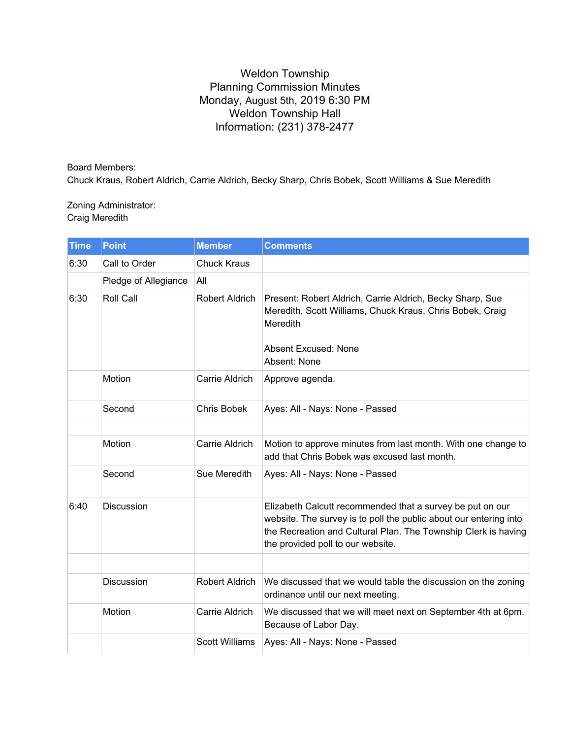# Weldon Township
## Planning Commission Minutes
## Monday, August 5th, 2019 6:30 PM
## Weldon Township Hall
## Information: (231) 378-2477

Board Members:
Chuck Kraus, Robert Aldrich, Carrie Aldrich, Becky Sharp, Chris Bobek, Scott Williams & Sue Meredith

Zoning Administrator:
Craig Meredith

| Time | Point | Member | Comments |
|---|---|---|---|
| 6:30 | Call to Order | Chuck Kraus | |
| | Pledge of Allegiance | All | |
| 6:30 | Roll Call | Robert Aldrich | Present: Robert Aldrich, Carrie Aldrich, Becky Sharp, Sue Meredith, Scott Williams, Chuck Kraus, Chris Bobek, Craig Meredith<br><br>Absent Excused: None<br>Absent: None |
| | Motion | Carrie Aldrich | Approve agenda. |
| | Second | Chris Bobek | Ayes: All - Nays: None - Passed |
| | | | |
| | Motion | Carrie Aldrich | Motion to approve minutes from last month. With one change to add that Chris Bobek was excused last month. |
| | Second | Sue Meredith | Ayes: All - Nays: None - Passed |
| 6:40 | Discussion | | Elizabeth Calcutt recommended that a survey be put on our website. The survey is to poll the public about our entering into the Recreation and Cultural Plan. The Township Clerk is having the provided poll to our website. |
| | | | |
| | Discussion | Robert Aldrich | We discussed that we would table the discussion on the zoning ordinance until our next meeting. |
| | Motion | Carrie Aldrich | We discussed that we will meet next on September 4th at 6pm. Because of Labor Day. |
| | | Scott Williams | Ayes: All - Nays: None - Passed |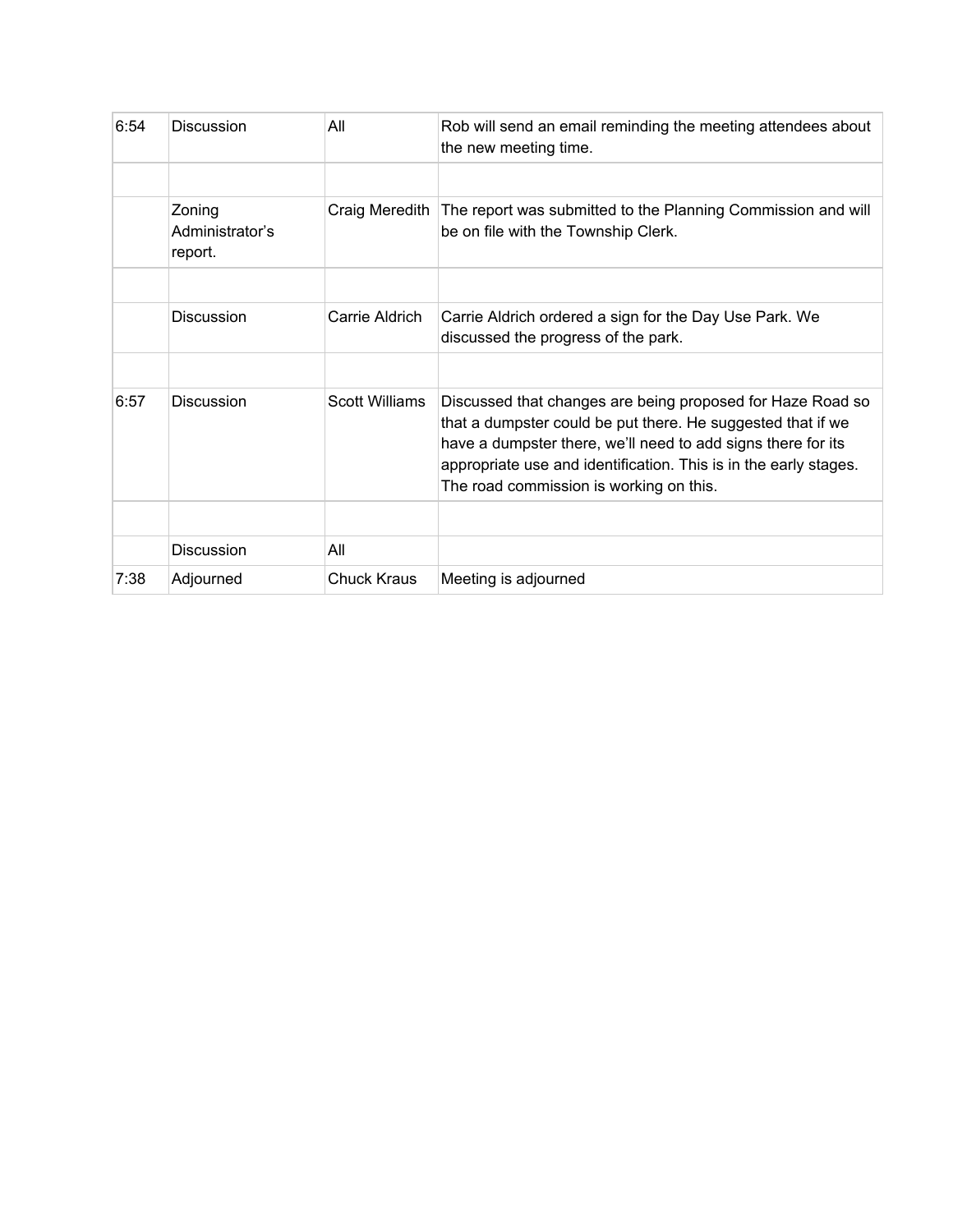| | | | |
|---|---|---|---|
| 6:54 | Discussion | All | Rob will send an email reminding the meeting attendees about the new meeting time. |
| | | | |
| | Zoning Administrator's report. | Craig Meredith | The report was submitted to the Planning Commission and will be on file with the Township Clerk. |
| | | | |
| | Discussion | Carrie Aldrich | Carrie Aldrich ordered a sign for the Day Use Park. We discussed the progress of the park. |
| | | | |
| 6:57 | Discussion | Scott Williams | Discussed that changes are being proposed for Haze Road so that a dumpster could be put there. He suggested that if we have a dumpster there, we'll need to add signs there for its appropriate use and identification. This is in the early stages. The road commission is working on this. |
| | | | |
| | Discussion | All | |
| 7:38 | Adjourned | Chuck Kraus | Meeting is adjourned |